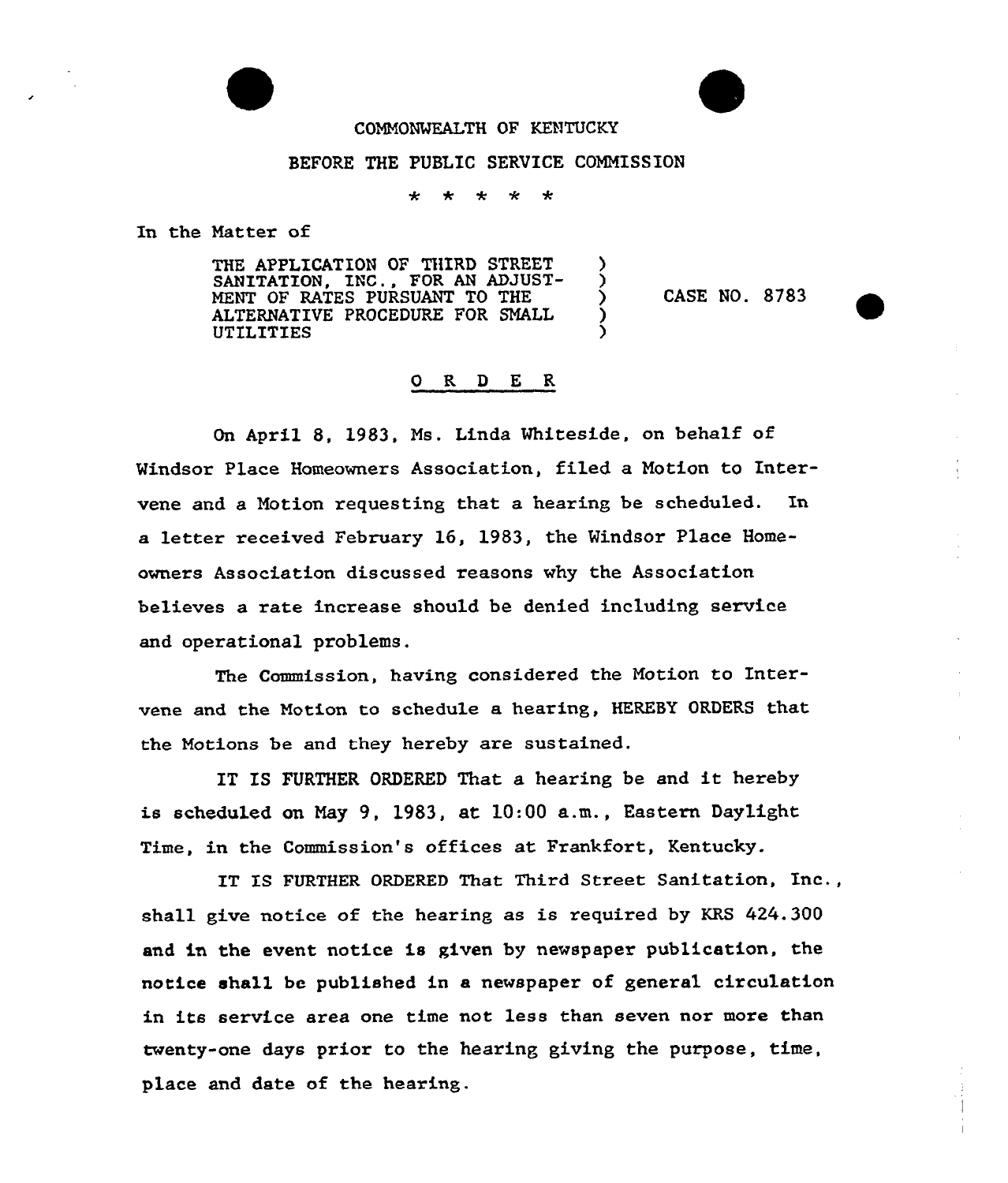COMMONWEALTH OF KENTUCKY

BEFORE THE PUBLIC SERVICE COMMISSION

\* \* \* \* \*

In the Matter of

THE APPLICATION OF THIRD STREET SANITATION, INC., FOR AN ADJUSTMENT OF RATES PURSUANT TO THE ALTERNATIVE PROCEDURE FOR SMALL UTILITIES ) CASE NO. 8783

## O R D E R

On April 8, 1983, Ms. Linda Whiteside, on behalf of Windsor Place Homeowners Association, filed a Motion to Intervene and a Motion requesting that a hearing be scheduled. In a letter received February 16, 1983, the Windsor Place Homeowners Association discussed reasons why the Association believes a rate increase should be denied including service and operational problems.

The Commission, having considered the Motion to Intervene and the Motion to schedule a hearing, HEREBY ORDERS that the Motions be and they hereby are sustained.

IT IS FURTHER ORDERED That a hearing be and it hereby is scheduled on May 9, 1983, at 10:00 a.m., Eastern Daylight Time, in the Commission's offices at Frankfort, Kentucky.

IT IS FURTHER ORDERED That Third Street Sanitation, Inc., shall give notice of the hearing as is required by KRS 424.300 and in the event notice is given by newspaper publication, the notice shall be published in a newspaper of general circulation in its service area one time not less than seven nor more than twenty-one days prior to the hearing giving the purpose, time, place and date of the hearing.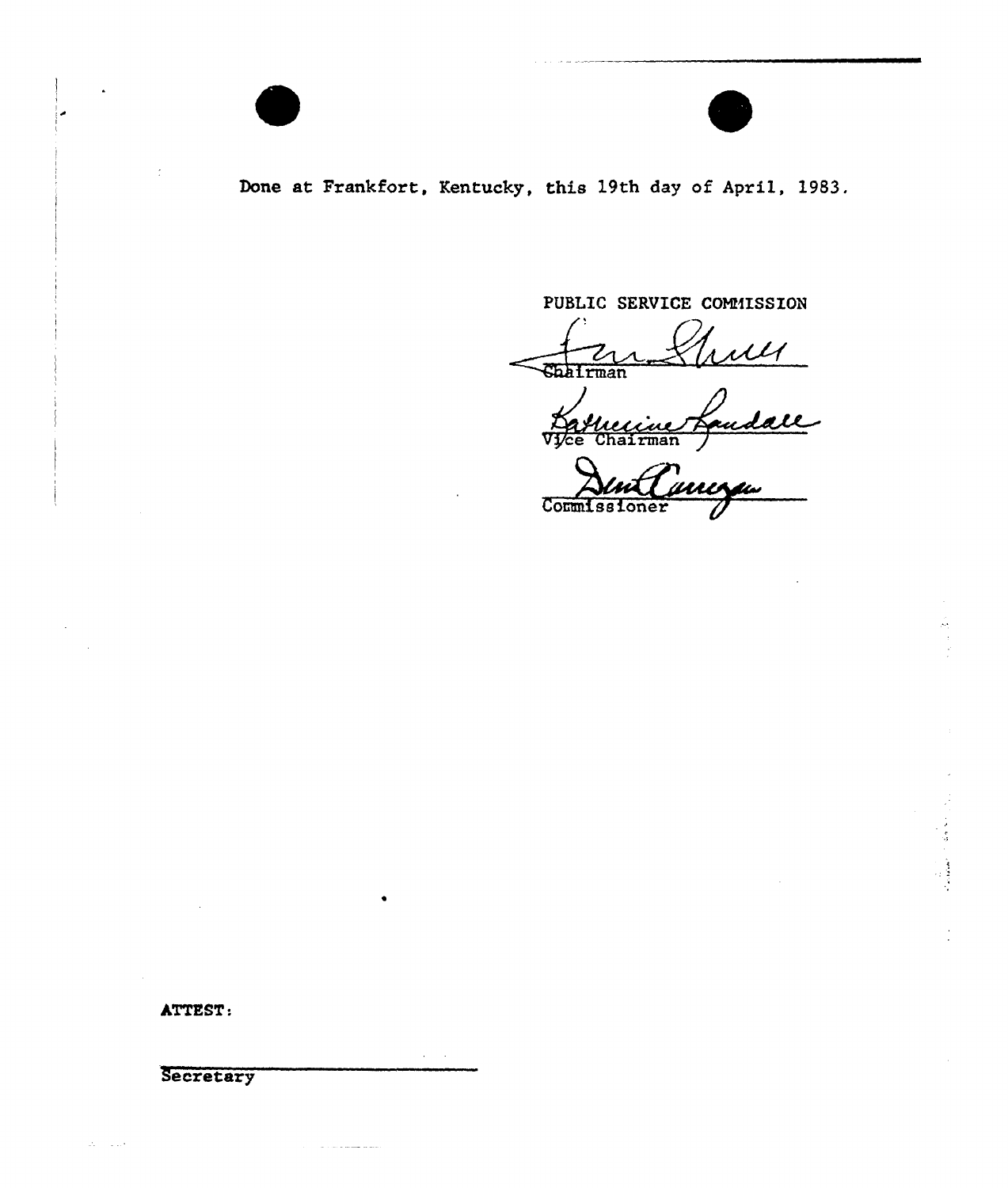Done at Frankfort, Kentucky, this 19th day of April, 1983.

PUBLIC SERVICE COMMISSION

Chairman

Vice Chairman

Commissioner

ATTEST:

Secretary